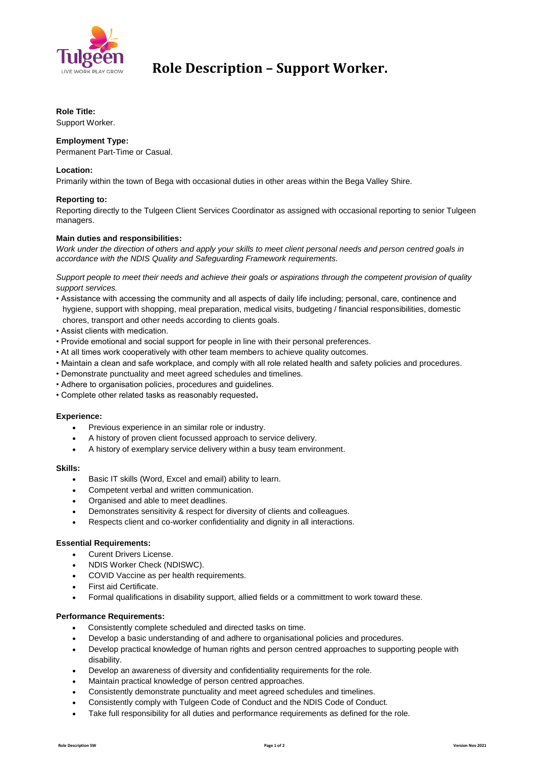# Role Description – Support Worker.

**Role Title:**
Support Worker.

**Employment Type:**
Permanent Part-Time or Casual.

**Location:**
Primarily within the town of Bega with occasional duties in other areas within the Bega Valley Shire.

**Reporting to:**
Reporting directly to the Tulgeen Client Services Coordinator as assigned with occasional reporting to senior Tulgeen managers.

**Main duties and responsibilities:**
*Work under the direction of others and apply your skills to meet client personal needs and person centred goals in accordance with the NDIS Quality and Safeguarding Framework requirements.*

*Support people to meet their needs and achieve their goals or aspirations through the competent provision of quality support services.*

- Assistance with accessing the community and all aspects of daily life including; personal, care, continence and hygiene, support with shopping, meal preparation, medical visits, budgeting / financial responsibilities, domestic chores, transport and other needs according to clients goals.
- Assist clients with medication.
- Provide emotional and social support for people in line with their personal preferences.
- At all times work cooperatively with other team members to achieve quality outcomes.
- Maintain a clean and safe workplace, and comply with all role related health and safety policies and procedures.
- Demonstrate punctuality and meet agreed schedules and timelines.
- Adhere to organisation policies, procedures and guidelines.
- Complete other related tasks as reasonably requested.

**Experience:**

- Previous experience in an similar role or industry.
- A history of proven client focussed approach to service delivery.
- A history of exemplary service delivery within a busy team environment.

**Skills:**

- Basic IT skills (Word, Excel and email) ability to learn.
- Competent verbal and written communication.
- Organised and able to meet deadlines.
- Demonstrates sensitivity & respect for diversity of clients and colleagues.
- Respects client and co-worker confidentiality and dignity in all interactions.

**Essential Requirements:**

- Curent Drivers License.
- NDIS Worker Check (NDISWC).
- COVID Vaccine as per health requirements.
- First aid Certificate.
- Formal qualifications in disability support, allied fields or a committment to work toward these.

**Performance Requirements:**

- Consistently complete scheduled and directed tasks on time.
- Develop a basic understanding of and adhere to organisational policies and procedures.
- Develop practical knowledge of human rights and person centred approaches to supporting people with disability.
- Develop an awareness of diversity and confidentiality requirements for the role.
- Maintain practical knowledge of person centred approaches.
- Consistently demonstrate punctuality and meet agreed schedules and timelines.
- Consistently comply with Tulgeen Code of Conduct and the NDIS Code of Conduct.
- Take full responsibility for all duties and performance requirements as defined for the role.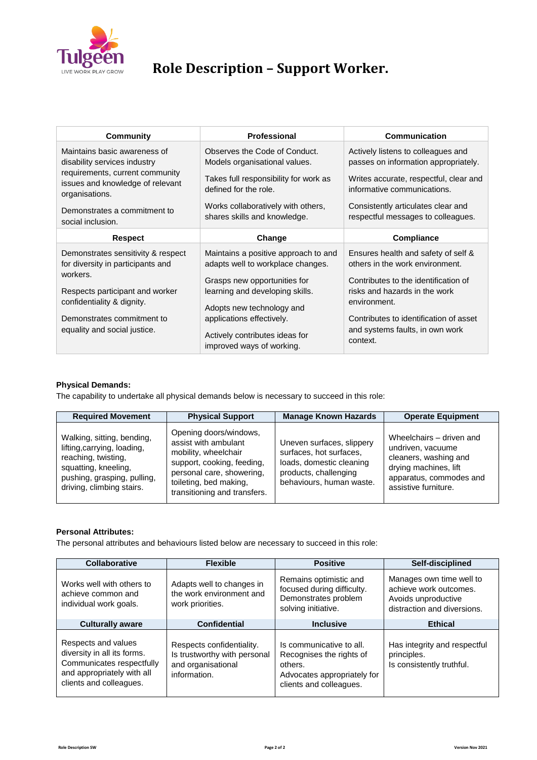# Role Description – Support Worker.

| Community | Professional | Communication |
|---|---|---|
| Maintains basic awareness of disability services industry requirements, current community issues and knowledge of relevant organisations.<br><br>Demonstrates a commitment to social inclusion. | Observes the Code of Conduct. Models organisational values.<br><br>Takes full responsibility for work as defined for the role.<br><br>Works collaboratively with others, shares skills and knowledge. | Actively listens to colleagues and passes on information appropriately.<br><br>Writes accurate, respectful, clear and informative communications.<br><br>Consistently articulates clear and respectful messages to colleagues. |
| **Respect** | **Change** | **Compliance** |
| Demonstrates sensitivity & respect for diversity in participants and workers.<br><br>Respects participant and worker confidentiality & dignity.<br><br>Demonstrates commitment to equality and social justice. | Maintains a positive approach to and adapts well to workplace changes.<br><br>Grasps new opportunities for learning and developing skills.<br><br>Adopts new technology and applications effectively.<br><br>Actively contributes ideas for improved ways of working. | Ensures health and safety of self & others in the work environment.<br><br>Contributes to the identification of risks and hazards in the work environment.<br><br>Contributes to identification of asset and systems faults, in own work context. |

**Physical Demands:**
The capability to undertake all physical demands below is necessary to succeed in this role:

| Required Movement | Physical Support | Manage Known Hazards | Operate Equipment |
|---|---|---|---|
| Walking, sitting, bending, lifting,carrying, loading, reaching, twisting, squatting, kneeling, pushing, grasping, pulling, driving, climbing stairs. | Opening doors/windows, assist with ambulant mobility, wheelchair support, cooking, feeding, personal care, showering, toileting, bed making, transitioning and transfers. | Uneven surfaces, slippery surfaces, hot surfaces, loads, domestic cleaning products, challenging behaviours, human waste. | Wheelchairs – driven and undriven, vacuume cleaners, washing and drying machines, lift apparatus, commodes and assistive furniture. |

**Personal Attributes:**
The personal attributes and behaviours listed below are necessary to succeed in this role:

| Collaborative | Flexible | Positive | Self-disciplined |
|---|---|---|---|
| Works well with others to achieve common and individual work goals. | Adapts well to changes in the work environment and work priorities. | Remains optimistic and focused during difficulty. Demonstrates problem solving initiative. | Manages own time well to achieve work outcomes. Avoids unproductive distraction and diversions. |
| **Culturally aware** | **Confidential** | **Inclusive** | **Ethical** |
| Respects and values diversity in all its forms. Communicates respectfully and appropriately with all clients and colleagues. | Respects confidentiality. Is trustworthy with personal and organisational information. | Is communicative to all. Recognises the rights of others.<br>Advocates appropriately for clients and colleagues. | Has integrity and respectful principles.<br>Is consistently truthful. |